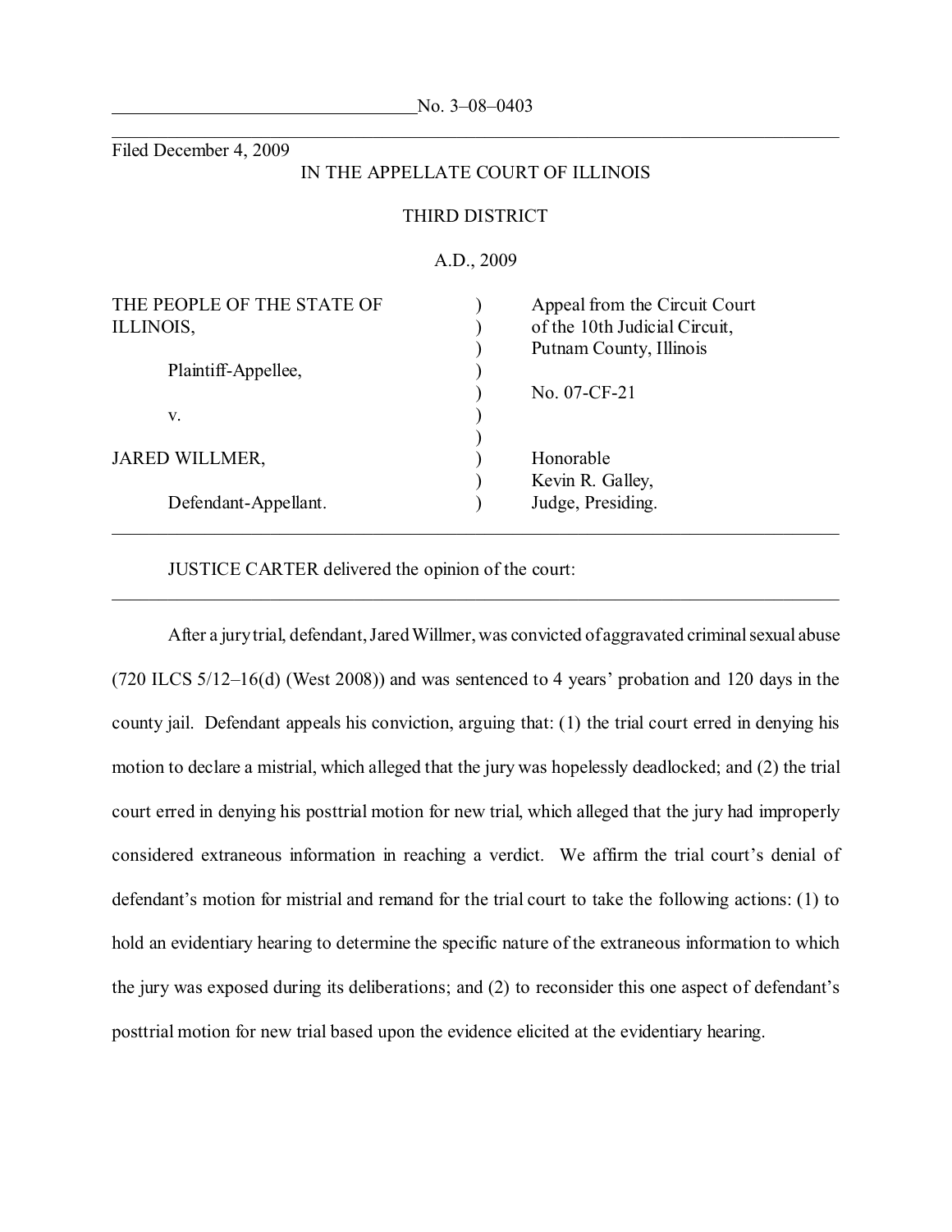No. 3–08–0403

Filed December 4, 2009

IN THE APPELLATE COURT OF ILLINOIS

THIRD DISTRICT

A.D., 2009

| | | |
|---|---|---|
| THE PEOPLE OF THE STATE OF ILLINOIS, | ) | Appeal from the Circuit Court of the 10th Judicial Circuit, Putnam County, Illinois |
| Plaintiff-Appellee, | ) | |
| | ) | No. 07-CF-21 |
| v. | ) | |
| JARED WILLMER, | ) | Honorable Kevin R. Galley, |
| Defendant-Appellant. | ) | Judge, Presiding. |

JUSTICE CARTER delivered the opinion of the court:

After a jury trial, defendant, Jared Willmer, was convicted of aggravated criminal sexual abuse (720 ILCS 5/12–16(d) (West 2008)) and was sentenced to 4 years' probation and 120 days in the county jail. Defendant appeals his conviction, arguing that: (1) the trial court erred in denying his motion to declare a mistrial, which alleged that the jury was hopelessly deadlocked; and (2) the trial court erred in denying his posttrial motion for new trial, which alleged that the jury had improperly considered extraneous information in reaching a verdict. We affirm the trial court's denial of defendant's motion for mistrial and remand for the trial court to take the following actions: (1) to hold an evidentiary hearing to determine the specific nature of the extraneous information to which the jury was exposed during its deliberations; and (2) to reconsider this one aspect of defendant's posttrial motion for new trial based upon the evidence elicited at the evidentiary hearing.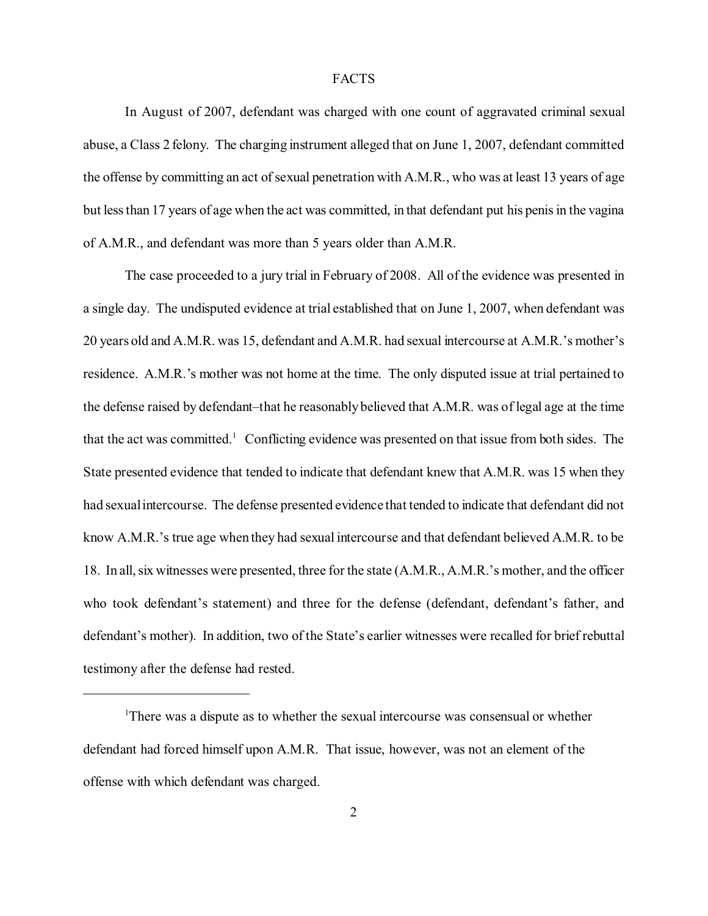## FACTS

In August of 2007, defendant was charged with one count of aggravated criminal sexual abuse, a Class 2 felony. The charging instrument alleged that on June 1, 2007, defendant committed the offense by committing an act of sexual penetration with A.M.R., who was at least 13 years of age but less than 17 years of age when the act was committed, in that defendant put his penis in the vagina of A.M.R., and defendant was more than 5 years older than A.M.R.

The case proceeded to a jury trial in February of 2008. All of the evidence was presented in a single day. The undisputed evidence at trial established that on June 1, 2007, when defendant was 20 years old and A.M.R. was 15, defendant and A.M.R. had sexual intercourse at A.M.R.'s mother's residence. A.M.R.'s mother was not home at the time. The only disputed issue at trial pertained to the defense raised by defendant–that he reasonably believed that A.M.R. was of legal age at the time that the act was committed.[1] Conflicting evidence was presented on that issue from both sides. The State presented evidence that tended to indicate that defendant knew that A.M.R. was 15 when they had sexual intercourse. The defense presented evidence that tended to indicate that defendant did not know A.M.R.'s true age when they had sexual intercourse and that defendant believed A.M.R. to be 18. In all, six witnesses were presented, three for the state (A.M.R., A.M.R.'s mother, and the officer who took defendant's statement) and three for the defense (defendant, defendant's father, and defendant's mother). In addition, two of the State's earlier witnesses were recalled for brief rebuttal testimony after the defense had rested.

---

[1]There was a dispute as to whether the sexual intercourse was consensual or whether defendant had forced himself upon A.M.R. That issue, however, was not an element of the offense with which defendant was charged.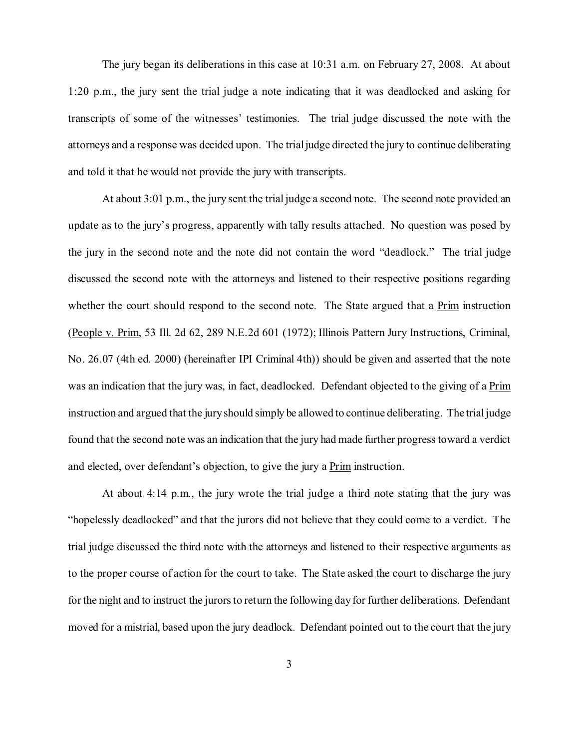The jury began its deliberations in this case at 10:31 a.m. on February 27, 2008. At about 1:20 p.m., the jury sent the trial judge a note indicating that it was deadlocked and asking for transcripts of some of the witnesses' testimonies. The trial judge discussed the note with the attorneys and a response was decided upon. The trial judge directed the jury to continue deliberating and told it that he would not provide the jury with transcripts.

At about 3:01 p.m., the jury sent the trial judge a second note. The second note provided an update as to the jury's progress, apparently with tally results attached. No question was posed by the jury in the second note and the note did not contain the word "deadlock." The trial judge discussed the second note with the attorneys and listened to their respective positions regarding whether the court should respond to the second note. The State argued that a Prim instruction (People v. Prim, 53 Ill. 2d 62, 289 N.E.2d 601 (1972); Illinois Pattern Jury Instructions, Criminal, No. 26.07 (4th ed. 2000) (hereinafter IPI Criminal 4th)) should be given and asserted that the note was an indication that the jury was, in fact, deadlocked. Defendant objected to the giving of a Prim instruction and argued that the jury should simply be allowed to continue deliberating. The trial judge found that the second note was an indication that the jury had made further progress toward a verdict and elected, over defendant's objection, to give the jury a Prim instruction.

At about 4:14 p.m., the jury wrote the trial judge a third note stating that the jury was "hopelessly deadlocked" and that the jurors did not believe that they could come to a verdict. The trial judge discussed the third note with the attorneys and listened to their respective arguments as to the proper course of action for the court to take. The State asked the court to discharge the jury for the night and to instruct the jurors to return the following day for further deliberations. Defendant moved for a mistrial, based upon the jury deadlock. Defendant pointed out to the court that the jury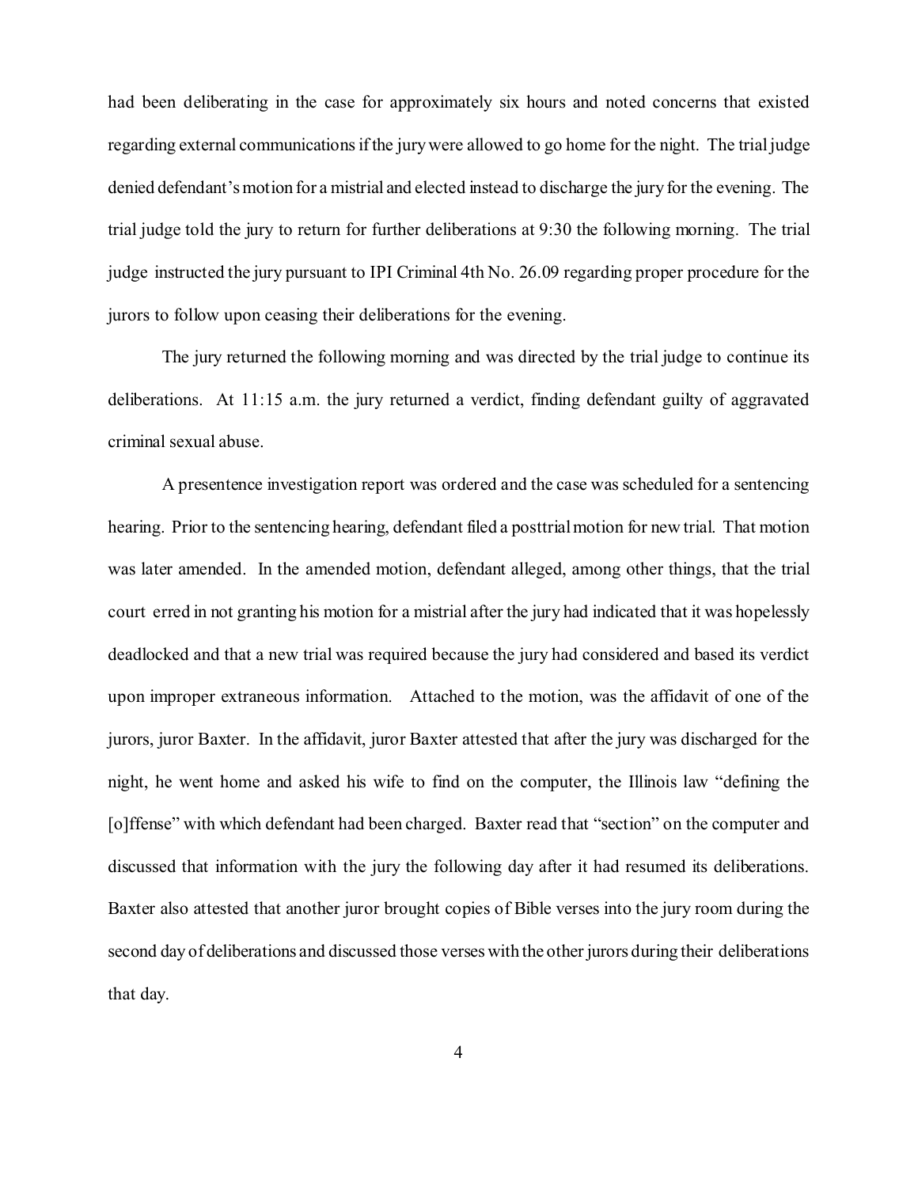had been deliberating in the case for approximately six hours and noted concerns that existed regarding external communications if the jury were allowed to go home for the night. The trial judge denied defendant's motion for a mistrial and elected instead to discharge the jury for the evening. The trial judge told the jury to return for further deliberations at 9:30 the following morning. The trial judge instructed the jury pursuant to IPI Criminal 4th No. 26.09 regarding proper procedure for the jurors to follow upon ceasing their deliberations for the evening.

The jury returned the following morning and was directed by the trial judge to continue its deliberations. At 11:15 a.m. the jury returned a verdict, finding defendant guilty of aggravated criminal sexual abuse.

A presentence investigation report was ordered and the case was scheduled for a sentencing hearing. Prior to the sentencing hearing, defendant filed a posttrial motion for new trial. That motion was later amended. In the amended motion, defendant alleged, among other things, that the trial court erred in not granting his motion for a mistrial after the jury had indicated that it was hopelessly deadlocked and that a new trial was required because the jury had considered and based its verdict upon improper extraneous information. Attached to the motion, was the affidavit of one of the jurors, juror Baxter. In the affidavit, juror Baxter attested that after the jury was discharged for the night, he went home and asked his wife to find on the computer, the Illinois law "defining the [o]ffense" with which defendant had been charged. Baxter read that "section" on the computer and discussed that information with the jury the following day after it had resumed its deliberations. Baxter also attested that another juror brought copies of Bible verses into the jury room during the second day of deliberations and discussed those verses with the other jurors during their deliberations that day.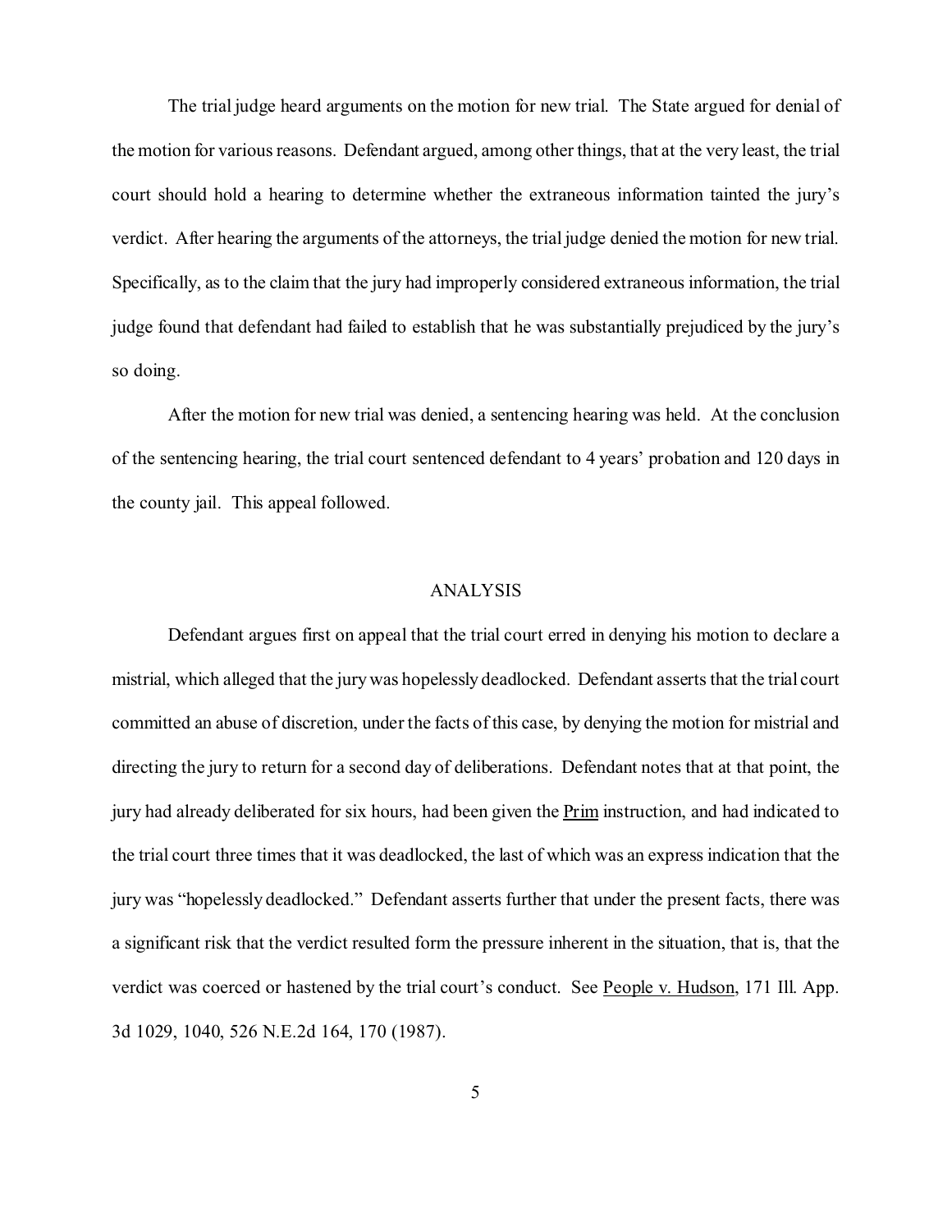The trial judge heard arguments on the motion for new trial. The State argued for denial of the motion for various reasons. Defendant argued, among other things, that at the very least, the trial court should hold a hearing to determine whether the extraneous information tainted the jury's verdict. After hearing the arguments of the attorneys, the trial judge denied the motion for new trial. Specifically, as to the claim that the jury had improperly considered extraneous information, the trial judge found that defendant had failed to establish that he was substantially prejudiced by the jury's so doing.

After the motion for new trial was denied, a sentencing hearing was held. At the conclusion of the sentencing hearing, the trial court sentenced defendant to 4 years' probation and 120 days in the county jail. This appeal followed.

## ANALYSIS

Defendant argues first on appeal that the trial court erred in denying his motion to declare a mistrial, which alleged that the jury was hopelessly deadlocked. Defendant asserts that the trial court committed an abuse of discretion, under the facts of this case, by denying the motion for mistrial and directing the jury to return for a second day of deliberations. Defendant notes that at that point, the jury had already deliberated for six hours, had been given the Prim instruction, and had indicated to the trial court three times that it was deadlocked, the last of which was an express indication that the jury was "hopelessly deadlocked." Defendant asserts further that under the present facts, there was a significant risk that the verdict resulted form the pressure inherent in the situation, that is, that the verdict was coerced or hastened by the trial court's conduct. See People v. Hudson, 171 Ill. App. 3d 1029, 1040, 526 N.E.2d 164, 170 (1987).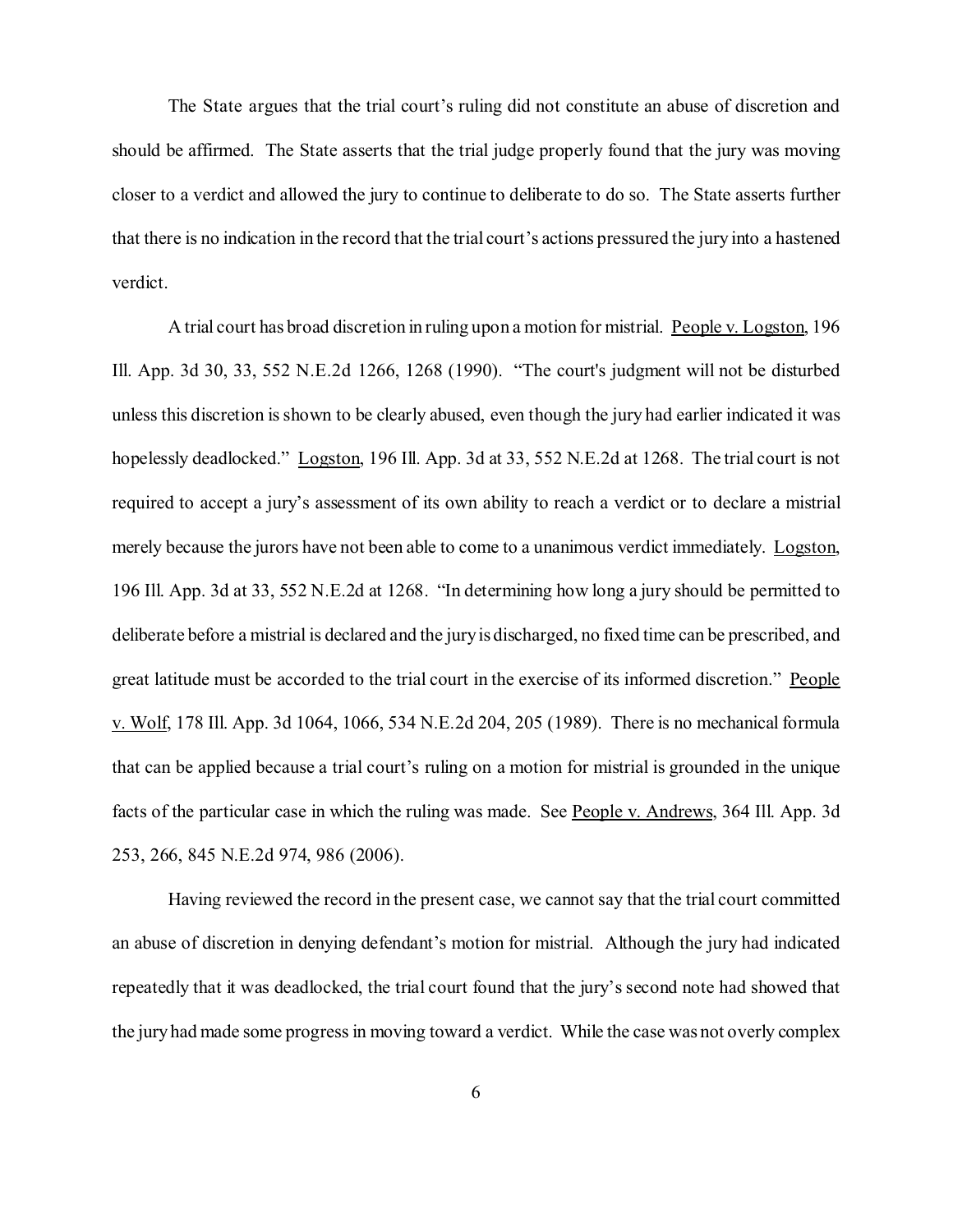The State argues that the trial court's ruling did not constitute an abuse of discretion and should be affirmed. The State asserts that the trial judge properly found that the jury was moving closer to a verdict and allowed the jury to continue to deliberate to do so. The State asserts further that there is no indication in the record that the trial court's actions pressured the jury into a hastened verdict.

A trial court has broad discretion in ruling upon a motion for mistrial. People v. Logston, 196 Ill. App. 3d 30, 33, 552 N.E.2d 1266, 1268 (1990). "The court's judgment will not be disturbed unless this discretion is shown to be clearly abused, even though the jury had earlier indicated it was hopelessly deadlocked." Logston, 196 Ill. App. 3d at 33, 552 N.E.2d at 1268. The trial court is not required to accept a jury's assessment of its own ability to reach a verdict or to declare a mistrial merely because the jurors have not been able to come to a unanimous verdict immediately. Logston, 196 Ill. App. 3d at 33, 552 N.E.2d at 1268. "In determining how long a jury should be permitted to deliberate before a mistrial is declared and the jury is discharged, no fixed time can be prescribed, and great latitude must be accorded to the trial court in the exercise of its informed discretion." People v. Wolf, 178 Ill. App. 3d 1064, 1066, 534 N.E.2d 204, 205 (1989). There is no mechanical formula that can be applied because a trial court's ruling on a motion for mistrial is grounded in the unique facts of the particular case in which the ruling was made. See People v. Andrews, 364 Ill. App. 3d 253, 266, 845 N.E.2d 974, 986 (2006).

Having reviewed the record in the present case, we cannot say that the trial court committed an abuse of discretion in denying defendant's motion for mistrial. Although the jury had indicated repeatedly that it was deadlocked, the trial court found that the jury's second note had showed that the jury had made some progress in moving toward a verdict. While the case was not overly complex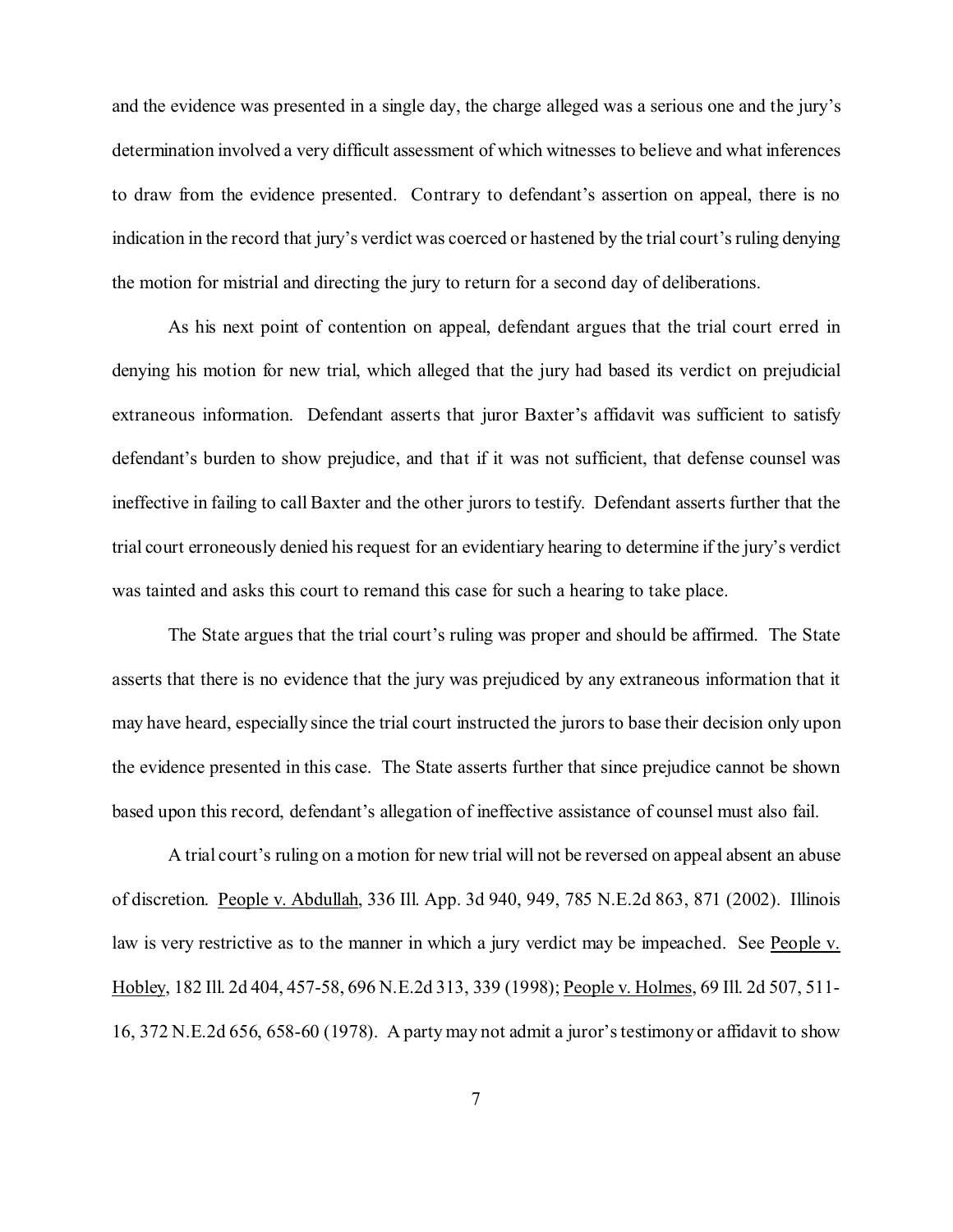and the evidence was presented in a single day, the charge alleged was a serious one and the jury's determination involved a very difficult assessment of which witnesses to believe and what inferences to draw from the evidence presented. Contrary to defendant's assertion on appeal, there is no indication in the record that jury's verdict was coerced or hastened by the trial court's ruling denying the motion for mistrial and directing the jury to return for a second day of deliberations.

As his next point of contention on appeal, defendant argues that the trial court erred in denying his motion for new trial, which alleged that the jury had based its verdict on prejudicial extraneous information. Defendant asserts that juror Baxter's affidavit was sufficient to satisfy defendant's burden to show prejudice, and that if it was not sufficient, that defense counsel was ineffective in failing to call Baxter and the other jurors to testify. Defendant asserts further that the trial court erroneously denied his request for an evidentiary hearing to determine if the jury's verdict was tainted and asks this court to remand this case for such a hearing to take place.

The State argues that the trial court's ruling was proper and should be affirmed. The State asserts that there is no evidence that the jury was prejudiced by any extraneous information that it may have heard, especially since the trial court instructed the jurors to base their decision only upon the evidence presented in this case. The State asserts further that since prejudice cannot be shown based upon this record, defendant's allegation of ineffective assistance of counsel must also fail.

A trial court's ruling on a motion for new trial will not be reversed on appeal absent an abuse of discretion. People v. Abdullah, 336 Ill. App. 3d 940, 949, 785 N.E.2d 863, 871 (2002). Illinois law is very restrictive as to the manner in which a jury verdict may be impeached. See People v. Hobley, 182 Ill. 2d 404, 457-58, 696 N.E.2d 313, 339 (1998); People v. Holmes, 69 Ill. 2d 507, 511-16, 372 N.E.2d 656, 658-60 (1978). A party may not admit a juror's testimony or affidavit to show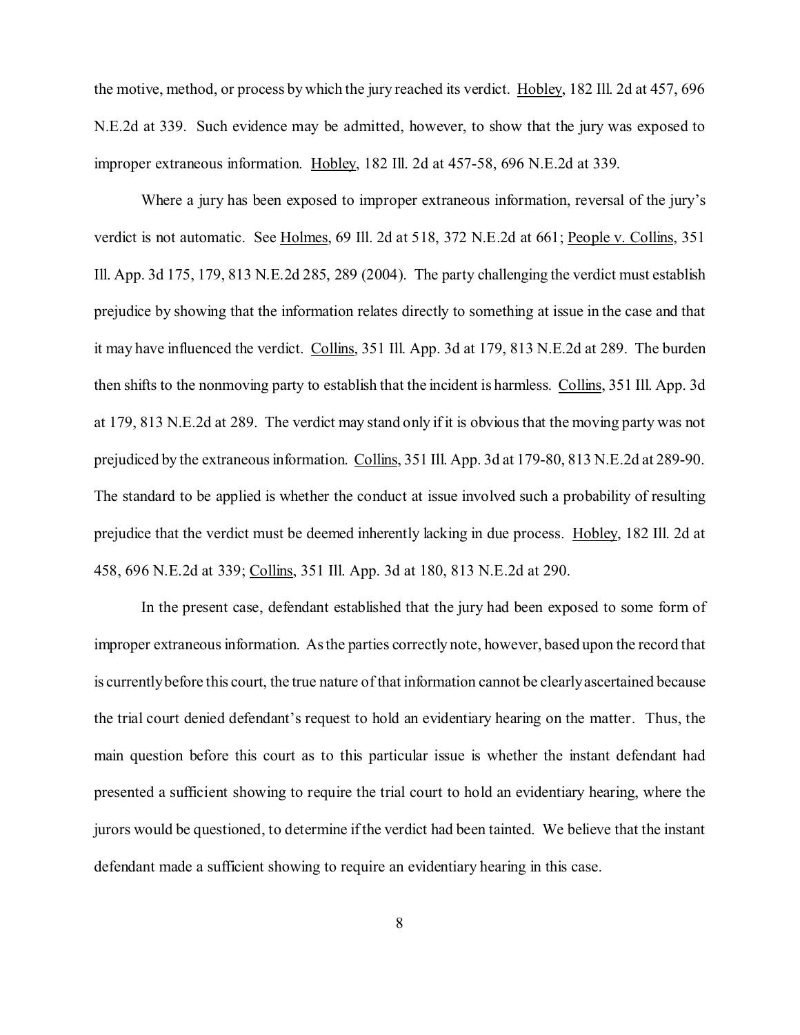the motive, method, or process by which the jury reached its verdict. Hobley, 182 Ill. 2d at 457, 696 N.E.2d at 339. Such evidence may be admitted, however, to show that the jury was exposed to improper extraneous information. Hobley, 182 Ill. 2d at 457-58, 696 N.E.2d at 339.

Where a jury has been exposed to improper extraneous information, reversal of the jury's verdict is not automatic. See Holmes, 69 Ill. 2d at 518, 372 N.E.2d at 661; People v. Collins, 351 Ill. App. 3d 175, 179, 813 N.E.2d 285, 289 (2004). The party challenging the verdict must establish prejudice by showing that the information relates directly to something at issue in the case and that it may have influenced the verdict. Collins, 351 Ill. App. 3d at 179, 813 N.E.2d at 289. The burden then shifts to the nonmoving party to establish that the incident is harmless. Collins, 351 Ill. App. 3d at 179, 813 N.E.2d at 289. The verdict may stand only if it is obvious that the moving party was not prejudiced by the extraneous information. Collins, 351 Ill. App. 3d at 179-80, 813 N.E.2d at 289-90. The standard to be applied is whether the conduct at issue involved such a probability of resulting prejudice that the verdict must be deemed inherently lacking in due process. Hobley, 182 Ill. 2d at 458, 696 N.E.2d at 339; Collins, 351 Ill. App. 3d at 180, 813 N.E.2d at 290.

In the present case, defendant established that the jury had been exposed to some form of improper extraneous information. As the parties correctly note, however, based upon the record that is currently before this court, the true nature of that information cannot be clearly ascertained because the trial court denied defendant's request to hold an evidentiary hearing on the matter. Thus, the main question before this court as to this particular issue is whether the instant defendant had presented a sufficient showing to require the trial court to hold an evidentiary hearing, where the jurors would be questioned, to determine if the verdict had been tainted. We believe that the instant defendant made a sufficient showing to require an evidentiary hearing in this case.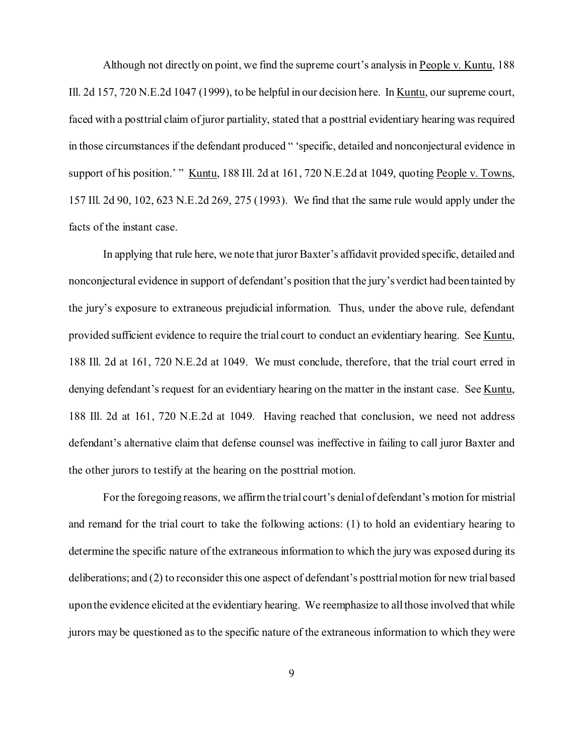Although not directly on point, we find the supreme court's analysis in People v. Kuntu, 188 Ill. 2d 157, 720 N.E.2d 1047 (1999), to be helpful in our decision here. In Kuntu, our supreme court, faced with a posttrial claim of juror partiality, stated that a posttrial evidentiary hearing was required in those circumstances if the defendant produced " 'specific, detailed and nonconjectural evidence in support of his position.' " Kuntu, 188 Ill. 2d at 161, 720 N.E.2d at 1049, quoting People v. Towns, 157 Ill. 2d 90, 102, 623 N.E.2d 269, 275 (1993). We find that the same rule would apply under the facts of the instant case.

In applying that rule here, we note that juror Baxter's affidavit provided specific, detailed and nonconjectural evidence in support of defendant's position that the jury's verdict had been tainted by the jury's exposure to extraneous prejudicial information. Thus, under the above rule, defendant provided sufficient evidence to require the trial court to conduct an evidentiary hearing. See Kuntu, 188 Ill. 2d at 161, 720 N.E.2d at 1049. We must conclude, therefore, that the trial court erred in denying defendant's request for an evidentiary hearing on the matter in the instant case. See Kuntu, 188 Ill. 2d at 161, 720 N.E.2d at 1049. Having reached that conclusion, we need not address defendant's alternative claim that defense counsel was ineffective in failing to call juror Baxter and the other jurors to testify at the hearing on the posttrial motion.

For the foregoing reasons, we affirm the trial court's denial of defendant's motion for mistrial and remand for the trial court to take the following actions: (1) to hold an evidentiary hearing to determine the specific nature of the extraneous information to which the jury was exposed during its deliberations; and (2) to reconsider this one aspect of defendant's posttrial motion for new trial based upon the evidence elicited at the evidentiary hearing. We reemphasize to all those involved that while jurors may be questioned as to the specific nature of the extraneous information to which they were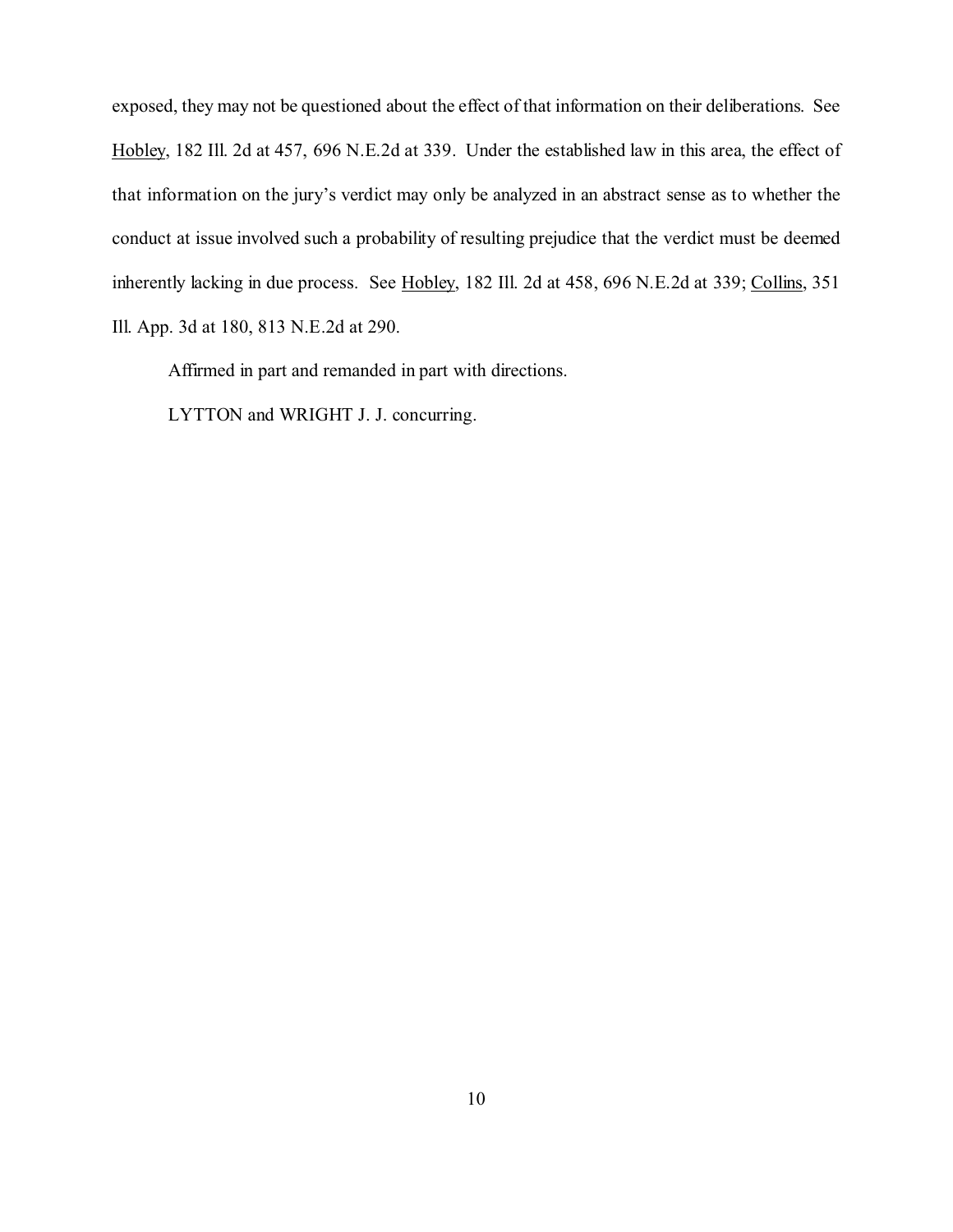exposed, they may not be questioned about the effect of that information on their deliberations. See Hobley, 182 Ill. 2d at 457, 696 N.E.2d at 339. Under the established law in this area, the effect of that information on the jury's verdict may only be analyzed in an abstract sense as to whether the conduct at issue involved such a probability of resulting prejudice that the verdict must be deemed inherently lacking in due process. See Hobley, 182 Ill. 2d at 458, 696 N.E.2d at 339; Collins, 351 Ill. App. 3d at 180, 813 N.E.2d at 290.

Affirmed in part and remanded in part with directions.

LYTTON and WRIGHT J. J. concurring.